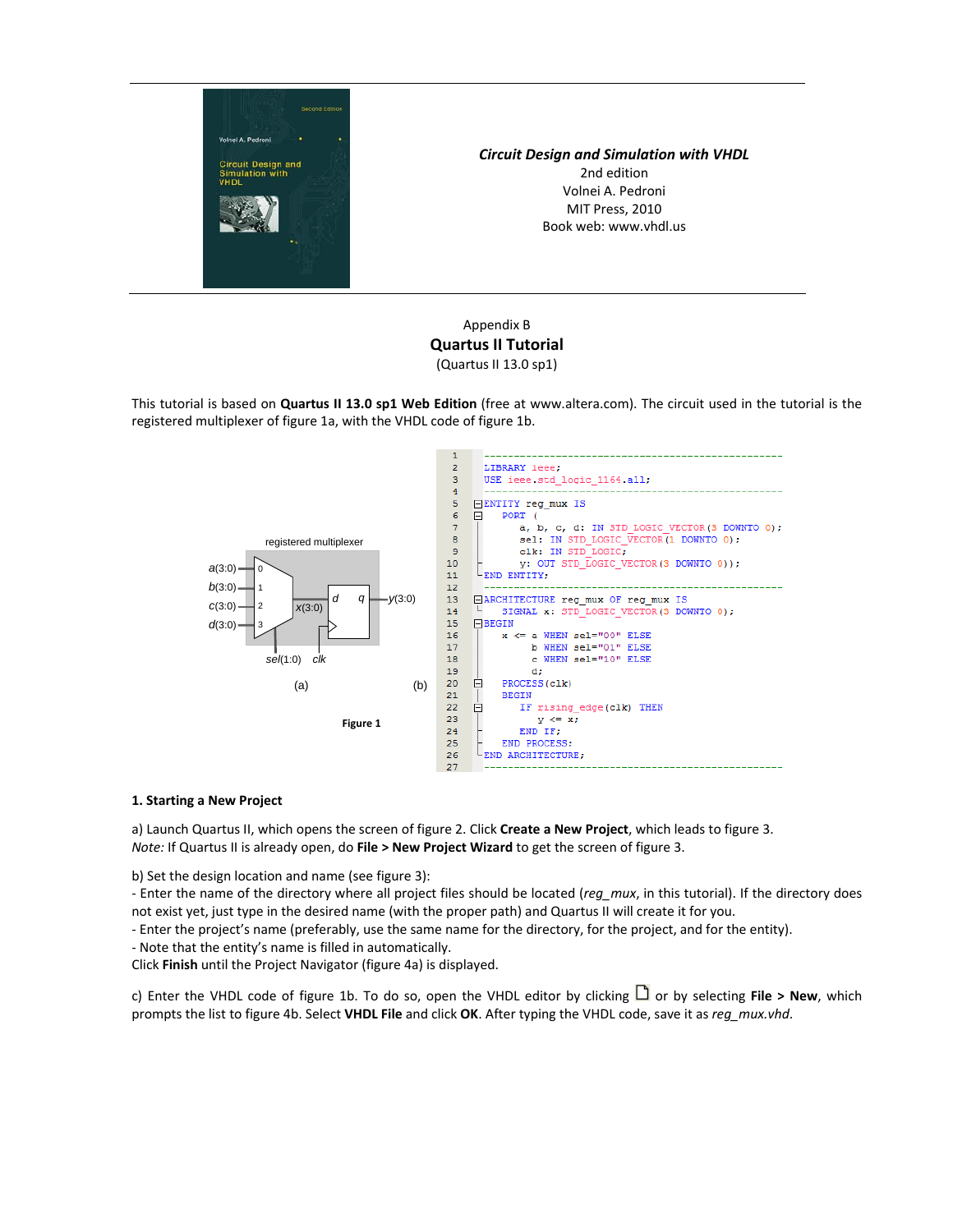**Circuit Design and Simulation with VHDL**
2nd edition
Volnei A. Pedroni
MIT Press, 2010
Book web: www.vhdl.us

Appendix B

# Quartus II Tutorial

(Quartus II 13.0 sp1)

This tutorial is based on **Quartus II 13.0 sp1 Web Edition** (free at www.altera.com). The circuit used in the tutorial is the registered multiplexer of figure 1a, with the VHDL code of figure 1b.

```
1  ---------------------------------------------------
2  LIBRARY ieee;
3  USE ieee.std_logic_1164.all;
4  ---------------------------------------------------
5  ENTITY reg_mux IS
6     PORT (
7        a, b, c, d: IN STD_LOGIC_VECTOR(3 DOWNTO 0);
8        sel: IN STD_LOGIC_VECTOR(1 DOWNTO 0);
9        clk: IN STD_LOGIC;
10       y: OUT STD_LOGIC_VECTOR(3 DOWNTO 0));
11 END ENTITY;
12 ---------------------------------------------------
13 ARCHITECTURE reg_mux OF reg_mux IS
14    SIGNAL x: STD_LOGIC_VECTOR(3 DOWNTO 0);
15 BEGIN
16    x <= a WHEN sel="00" ELSE
17         b WHEN sel="01" ELSE
18         c WHEN sel="10" ELSE
19         d;
20    PROCESS(clk)
21    BEGIN
22       IF rising_edge(clk) THEN
23          y <= x;
24       END IF;
25    END PROCESS;
26 END ARCHITECTURE;
27 ---------------------------------------------------
```

(a) registered multiplexer — inputs a(3:0), b(3:0), c(3:0), d(3:0), sel(1:0), clk; internal x(3:0); output y(3:0)

(b)

Figure 1

## 1. Starting a New Project

a) Launch Quartus II, which opens the screen of figure 2. Click **Create a New Project**, which leads to figure 3.
*Note:* If Quartus II is already open, do **File > New Project Wizard** to get the screen of figure 3.

b) Set the design location and name (see figure 3):
- Enter the name of the directory where all project files should be located (*reg_mux*, in this tutorial). If the directory does not exist yet, just type in the desired name (with the proper path) and Quartus II will create it for you.
- Enter the project's name (preferably, use the same name for the directory, for the project, and for the entity).
- Note that the entity's name is filled in automatically.
Click **Finish** until the Project Navigator (figure 4a) is displayed.

c) Enter the VHDL code of figure 1b. To do so, open the VHDL editor by clicking 🗋 or by selecting **File > New**, which prompts the list to figure 4b. Select **VHDL File** and click **OK**. After typing the VHDL code, save it as *reg_mux.vhd*.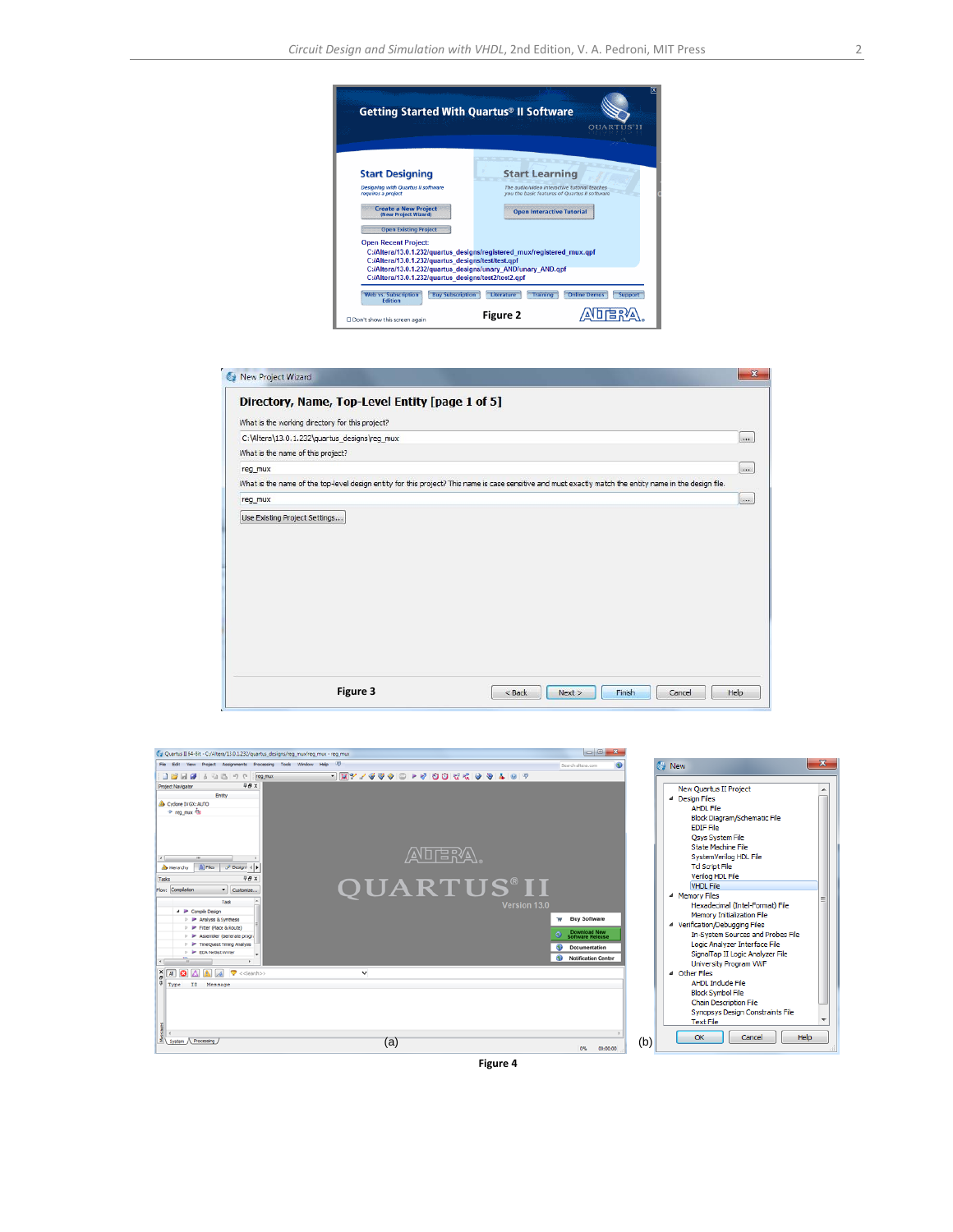Figure 2

Figure 3

(a)

(b)

Figure 4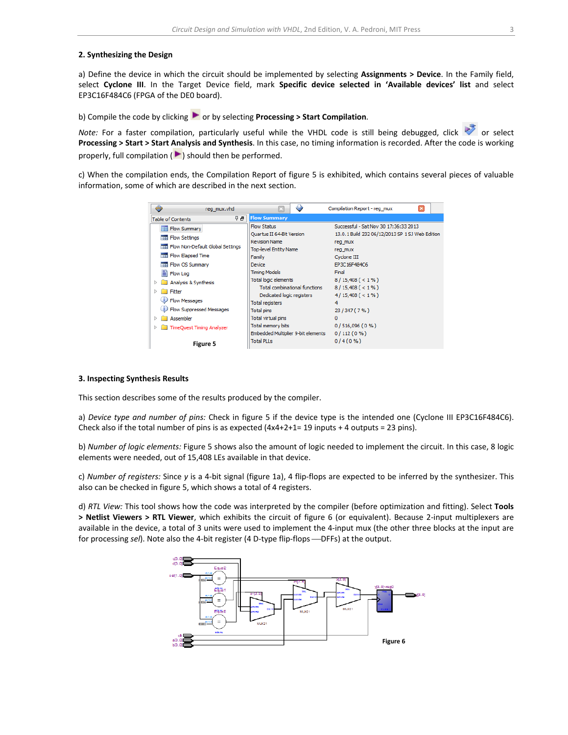## 2. Synthesizing the Design

a) Define the device in which the circuit should be implemented by selecting **Assignments > Device**. In the Family field, select **Cyclone III**. In the Target Device field, mark **Specific device selected in 'Available devices' list** and select EP3C16F484C6 (FPGA of the DE0 board).

b) Compile the code by clicking ▶ or by selecting **Processing > Start Compilation**.

*Note:* For a faster compilation, particularly useful while the VHDL code is still being debugged, click or select **Processing > Start > Start Analysis and Synthesis**. In this case, no timing information is recorded. After the code is working properly, full compilation (▶) should then be performed.

c) When the compilation ends, the Compilation Report of figure 5 is exhibited, which contains several pieces of valuable information, some of which are described in the next section.

| Flow Summary | |
|---|---|
| Flow Status | Successful - Sat Nov 30 17:36:33 2013 |
| Quartus II 64-Bit Version | 13.0.1 Build 232 06/12/2013 SP 1 SJ Web Edition |
| Revision Name | reg_mux |
| Top-level Entity Name | reg_mux |
| Family | Cyclone III |
| Device | EP3C16F484C6 |
| Timing Models | Final |
| Total logic elements | 8 / 15,408 ( < 1 % ) |
| Total combinational functions | 8 / 15,408 ( < 1 % ) |
| Dedicated logic registers | 4 / 15,408 ( < 1 % ) |
| Total registers | 4 |
| Total pins | 23 / 347 ( 7 % ) |
| Total virtual pins | 0 |
| Total memory bits | 0 / 516,096 ( 0 % ) |
| Embedded Multiplier 9-bit elements | 0 / 112 ( 0 % ) |
| Total PLLs | 0 / 4 ( 0 % ) |

Figure 5

## 3. Inspecting Synthesis Results

This section describes some of the results produced by the compiler.

a) *Device type and number of pins:* Check in figure 5 if the device type is the intended one (Cyclone III EP3C16F484C6). Check also if the total number of pins is as expected (4x4+2+1= 19 inputs + 4 outputs = 23 pins).

b) *Number of logic elements:* Figure 5 shows also the amount of logic needed to implement the circuit. In this case, 8 logic elements were needed, out of 15,408 LEs available in that device.

c) *Number of registers:* Since *y* is a 4-bit signal (figure 1a), 4 flip-flops are expected to be inferred by the synthesizer. This also can be checked in figure 5, which shows a total of 4 registers.

d) *RTL View:* This tool shows how the code was interpreted by the compiler (before optimization and fitting). Select **Tools > Netlist Viewers > RTL Viewer**, which exhibits the circuit of figure 6 (or equivalent). Because 2-input multiplexers are available in the device, a total of 3 units were used to implement the 4-input mux (the other three blocks at the input are for processing *sel*). Note also the 4-bit register (4 D-type flip-flops —DFFs) at the output.

Figure 6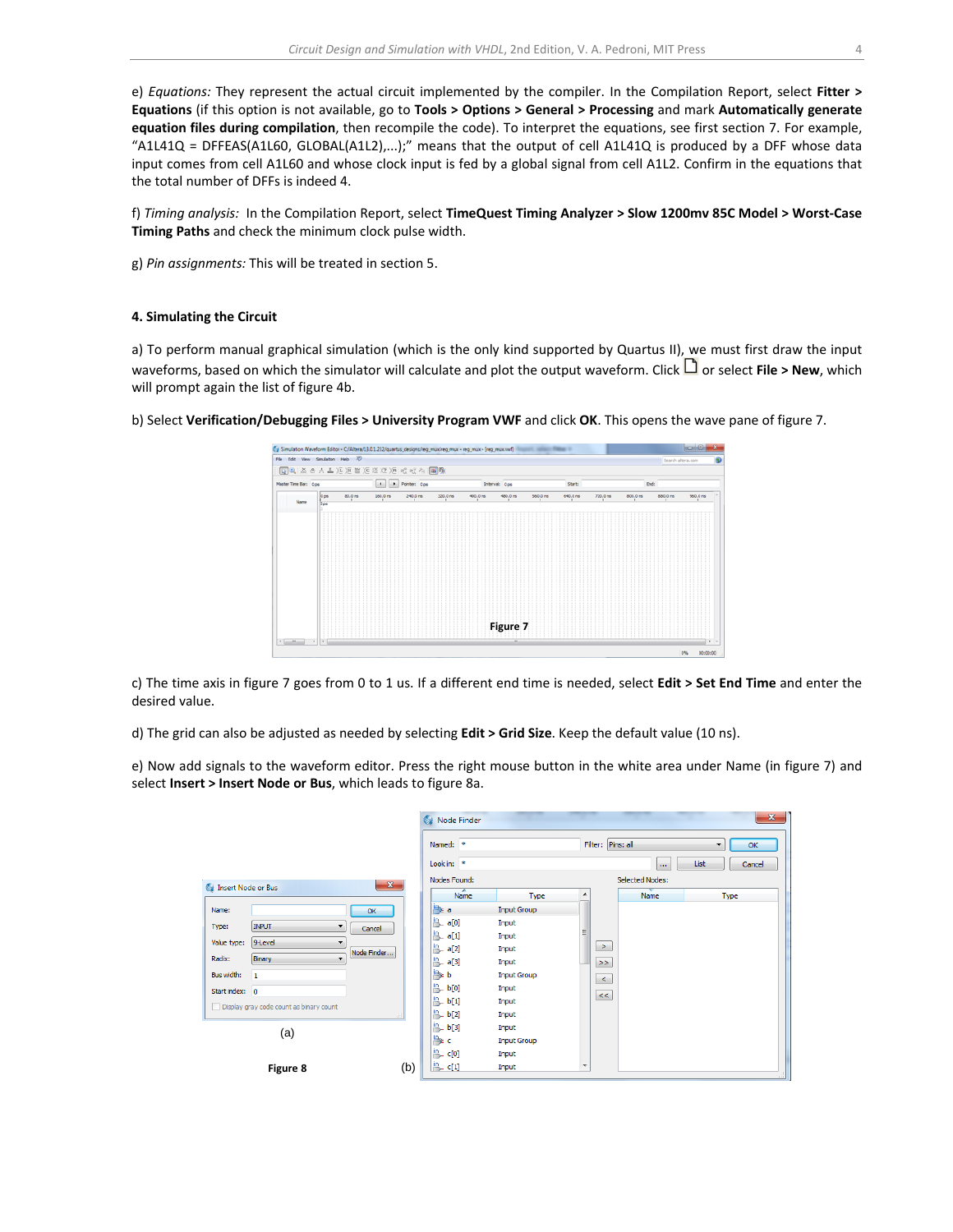e) *Equations:* They represent the actual circuit implemented by the compiler. In the Compilation Report, select **Fitter > Equations** (if this option is not available, go to **Tools > Options > General > Processing** and mark **Automatically generate equation files during compilation**, then recompile the code). To interpret the equations, see first section 7. For example, "A1L41Q = DFFEAS(A1L60, GLOBAL(A1L2),...);" means that the output of cell A1L41Q is produced by a DFF whose data input comes from cell A1L60 and whose clock input is fed by a global signal from cell A1L2. Confirm in the equations that the total number of DFFs is indeed 4.

f) *Timing analysis:* In the Compilation Report, select **TimeQuest Timing Analyzer > Slow 1200mv 85C Model > Worst-Case Timing Paths** and check the minimum clock pulse width.

g) *Pin assignments:* This will be treated in section 5.

### 4. Simulating the Circuit

a) To perform manual graphical simulation (which is the only kind supported by Quartus II), we must first draw the input waveforms, based on which the simulator will calculate and plot the output waveform. Click 🗋 or select **File > New**, which will prompt again the list of figure 4b.

b) Select **Verification/Debugging Files > University Program VWF** and click **OK**. This opens the wave pane of figure 7.

Figure 7

c) The time axis in figure 7 goes from 0 to 1 us. If a different end time is needed, select **Edit > Set End Time** and enter the desired value.

d) The grid can also be adjusted as needed by selecting **Edit > Grid Size**. Keep the default value (10 ns).

e) Now add signals to the waveform editor. Press the right mouse button in the white area under Name (in figure 7) and select **Insert > Insert Node or Bus**, which leads to figure 8a.

Figure 8 (a) (b)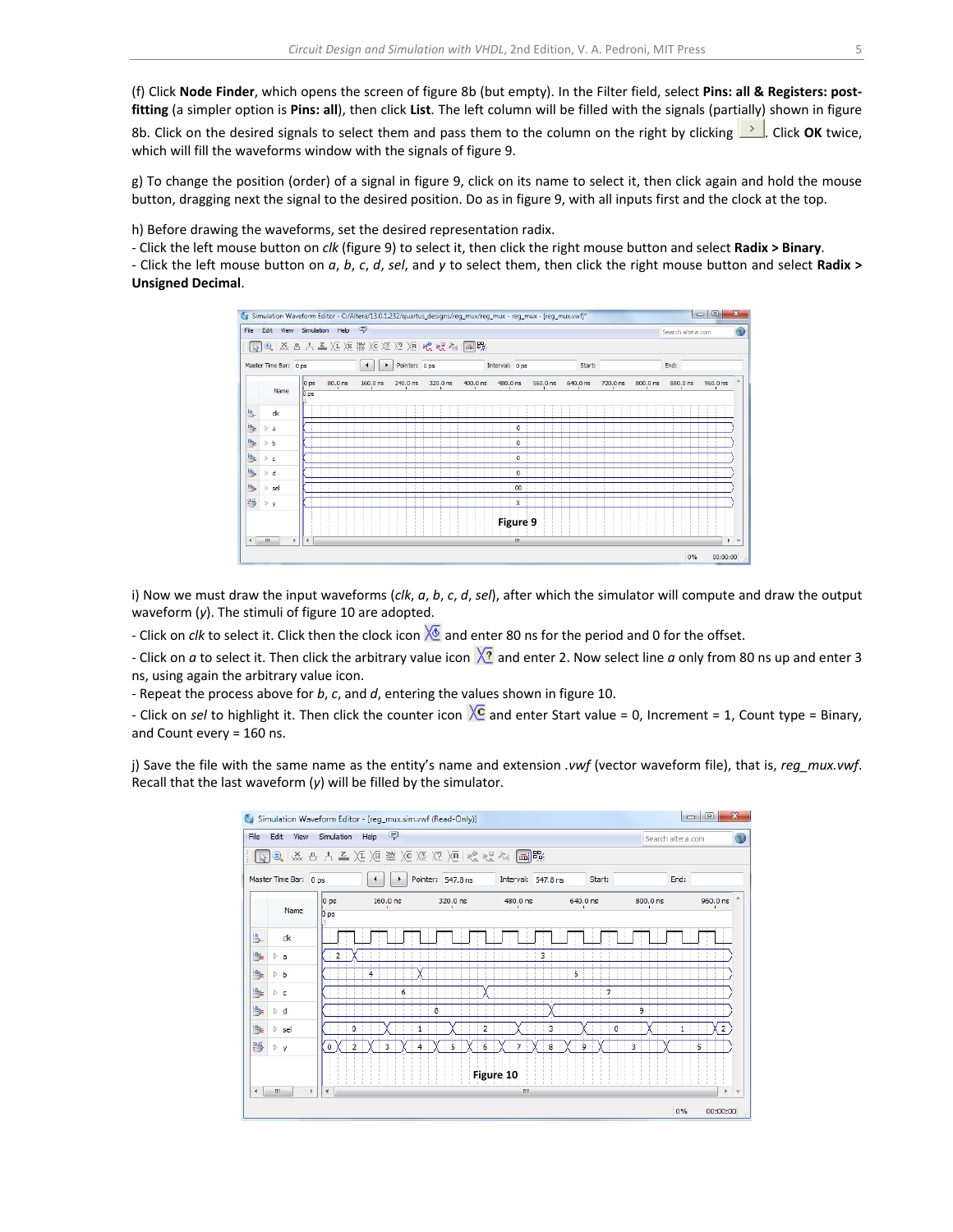(f) Click **Node Finder**, which opens the screen of figure 8b (but empty). In the Filter field, select **Pins: all & Registers: post-fitting** (a simpler option is **Pins: all**), then click **List**. The left column will be filled with the signals (partially) shown in figure 8b. Click on the desired signals to select them and pass them to the column on the right by clicking [ > ]. Click **OK** twice, which will fill the waveforms window with the signals of figure 9.

g) To change the position (order) of a signal in figure 9, click on its name to select it, then click again and hold the mouse button, dragging next the signal to the desired position. Do as in figure 9, with all inputs first and the clock at the top.

h) Before drawing the waveforms, set the desired representation radix.
- Click the left mouse button on *clk* (figure 9) to select it, then click the right mouse button and select **Radix > Binary**.
- Click the left mouse button on *a*, *b*, *c*, *d*, *sel*, and *y* to select them, then click the right mouse button and select **Radix > Unsigned Decimal**.

Figure 9

i) Now we must draw the input waveforms (*clk*, *a*, *b*, *c*, *d*, *sel*), after which the simulator will compute and draw the output waveform (*y*). The stimuli of figure 10 are adopted.
- Click on *clk* to select it. Click then the clock icon and enter 80 ns for the period and 0 for the offset.
- Click on *a* to select it. Then click the arbitrary value icon and enter 2. Now select line *a* only from 80 ns up and enter 3 ns, using again the arbitrary value icon.
- Repeat the process above for *b*, *c*, and *d*, entering the values shown in figure 10.
- Click on *sel* to highlight it. Then click the counter icon and enter Start value = 0, Increment = 1, Count type = Binary, and Count every = 160 ns.

j) Save the file with the same name as the entity's name and extension *.vwf* (vector waveform file), that is, *reg_mux.vwf*. Recall that the last waveform (*y*) will be filled by the simulator.

Figure 10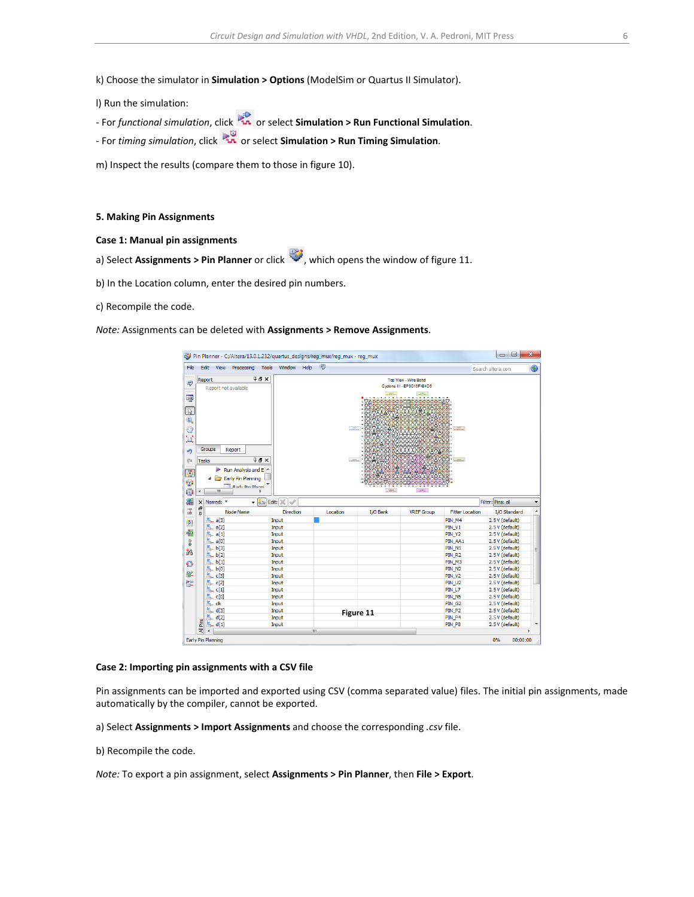k) Choose the simulator in **Simulation > Options** (ModelSim or Quartus II Simulator).

l) Run the simulation:

- For *functional simulation*, click  or select **Simulation > Run Functional Simulation**.
- For *timing simulation*, click  or select **Simulation > Run Timing Simulation**.

m) Inspect the results (compare them to those in figure 10).

### 5. Making Pin Assignments

**Case 1: Manual pin assignments**

a) Select **Assignments > Pin Planner** or click , which opens the window of figure 11.

b) In the Location column, enter the desired pin numbers.

c) Recompile the code.

*Note:* Assignments can be deleted with **Assignments > Remove Assignments**.

Figure 11

**Case 2: Importing pin assignments with a CSV file**

Pin assignments can be imported and exported using CSV (comma separated value) files. The initial pin assignments, made automatically by the compiler, cannot be exported.

a) Select **Assignments > Import Assignments** and choose the corresponding *.csv* file.

b) Recompile the code.

*Note:* To export a pin assignment, select **Assignments > Pin Planner**, then **File > Export**.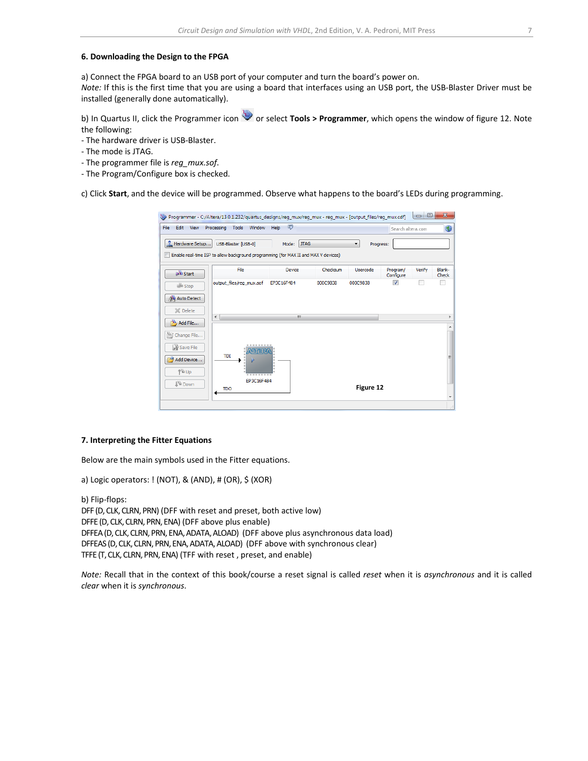### 6. Downloading the Design to the FPGA

a) Connect the FPGA board to an USB port of your computer and turn the board's power on.
*Note:* If this is the first time that you are using a board that interfaces using an USB port, the USB-Blaster Driver must be installed (generally done automatically).

b) In Quartus II, click the Programmer icon or select **Tools > Programmer**, which opens the window of figure 12. Note the following:
- The hardware driver is USB-Blaster.
- The mode is JTAG.
- The programmer file is *reg_mux.sof*.
- The Program/Configure box is checked.

c) Click **Start**, and the device will be programmed. Observe what happens to the board's LEDs during programming.

Figure 12

### 7. Interpreting the Fitter Equations

Below are the main symbols used in the Fitter equations.

a) Logic operators: ! (NOT), & (AND), # (OR), $ (XOR)

b) Flip-flops:
DFF (D, CLK, CLRN, PRN) (DFF with reset and preset, both active low)
DFFE (D, CLK, CLRN, PRN, ENA) (DFF above plus enable)
DFFEA (D, CLK, CLRN, PRN, ENA, ADATA, ALOAD) (DFF above plus asynchronous data load)
DFFEAS (D, CLK, CLRN, PRN, ENA, ADATA, ALOAD) (DFF above with synchronous clear)
TFFE (T, CLK, CLRN, PRN, ENA) (TFF with reset , preset, and enable)

*Note:* Recall that in the context of this book/course a reset signal is called *reset* when it is *asynchronous* and it is called *clear* when it is *synchronous*.